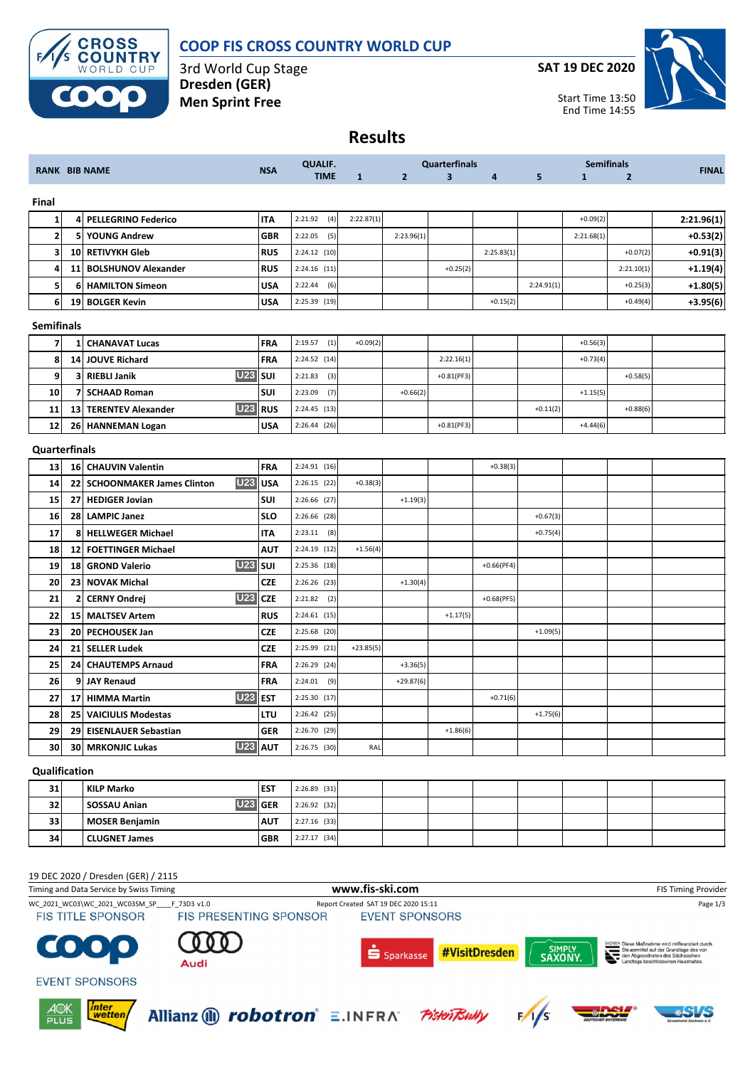# COOP FIS CROSS COUNTRY WORLD CUP

3rd World Cup Stage
**Dresden (GER)**
**Men Sprint Free**

**SAT 19 DEC 2020**

Start Time 13:50
End Time 14:55

## Results

| RANK | BIB | NAME | | NSA | QUALIF. TIME | Quarterfinals 1 | Quarterfinals 2 | Quarterfinals 3 | Quarterfinals 4 | Quarterfinals 5 | Semifinals 1 | Semifinals 2 | FINAL |
|---|---|---|---|---|---|---|---|---|---|---|---|---|---|
| **Final** | | | | | | | | | | | | | |
| 1 | 4 | PELLEGRINO Federico | | ITA | 2:21.92 (4) | 2:22.87(1) | | | | | +0.09(2) | | 2:21.96(1) |
| 2 | 5 | YOUNG Andrew | | GBR | 2:22.05 (5) | | 2:23.96(1) | | | | 2:21.68(1) | | +0.53(2) |
| 3 | 10 | RETIVYKH Gleb | | RUS | 2:24.12 (10) | | | | 2:25.83(1) | | | +0.07(2) | +0.91(3) |
| 4 | 11 | BOLSHUNOV Alexander | | RUS | 2:24.16 (11) | | | +0.25(2) | | | | 2:21.10(1) | +1.19(4) |
| 5 | 6 | HAMILTON Simeon | | USA | 2:22.44 (6) | | | | | 2:24.91(1) | | +0.25(3) | +1.80(5) |
| 6 | 19 | BOLGER Kevin | | USA | 2:25.39 (19) | | | | +0.15(2) | | | +0.49(4) | +3.95(6) |
| **Semifinals** | | | | | | | | | | | | | |
| 7 | 1 | CHANAVAT Lucas | | FRA | 2:19.57 (1) | +0.09(2) | | | | | +0.56(3) | | |
| 8 | 14 | JOUVE Richard | | FRA | 2:24.52 (14) | | | 2:22.16(1) | | | +0.73(4) | | |
| 9 | 3 | RIEBLI Janik | U23 | SUI | 2:21.83 (3) | | | +0.81(PF3) | | | | +0.58(5) | |
| 10 | 7 | SCHAAD Roman | | SUI | 2:23.09 (7) | | +0.66(2) | | | | +1.15(5) | | |
| 11 | 13 | TERENTEV Alexander | U23 | RUS | 2:24.45 (13) | | | | | +0.11(2) | | +0.88(6) | |
| 12 | 26 | HANNEMAN Logan | | USA | 2:26.44 (26) | | | +0.81(PF3) | | | +4.44(6) | | |
| **Quarterfinals** | | | | | | | | | | | | | |
| 13 | 16 | CHAUVIN Valentin | | FRA | 2:24.91 (16) | | | | +0.38(3) | | | | |
| 14 | 22 | SCHOONMAKER James Clinton | U23 | USA | 2:26.15 (22) | +0.38(3) | | | | | | | |
| 15 | 27 | HEDIGER Jovian | | SUI | 2:26.66 (27) | | +1.19(3) | | | | | | |
| 16 | 28 | LAMPIC Janez | | SLO | 2:26.66 (28) | | | | | +0.67(3) | | | |
| 17 | 8 | HELLWEGER Michael | | ITA | 2:23.11 (8) | | | | | +0.75(4) | | | |
| 18 | 12 | FOETTINGER Michael | | AUT | 2:24.19 (12) | +1.56(4) | | | | | | | |
| 19 | 18 | GROND Valerio | U23 | SUI | 2:25.36 (18) | | | | +0.66(PF4) | | | | |
| 20 | 23 | NOVAK Michal | | CZE | 2:26.26 (23) | | +1.30(4) | | | | | | |
| 21 | 2 | CERNY Ondrej | U23 | CZE | 2:21.82 (2) | | | | +0.68(PF5) | | | | |
| 22 | 15 | MALTSEV Artem | | RUS | 2:24.61 (15) | | | +1.17(5) | | | | | |
| 23 | 20 | PECHOUSEK Jan | | CZE | 2:25.68 (20) | | | | | +1.09(5) | | | |
| 24 | 21 | SELLER Ludek | | CZE | 2:25.99 (21) | +23.85(5) | | | | | | | |
| 25 | 24 | CHAUTEMPS Arnaud | | FRA | 2:26.29 (24) | | +3.36(5) | | | | | | |
| 26 | 9 | JAY Renaud | | FRA | 2:24.01 (9) | | +29.87(6) | | | | | | |
| 27 | 17 | HIMMA Martin | U23 | EST | 2:25.30 (17) | | | | +0.71(6) | | | | |
| 28 | 25 | VAICIULIS Modestas | | LTU | 2:26.42 (25) | | | | | +1.75(6) | | | |
| 29 | 29 | EISENLAUER Sebastian | | GER | 2:26.70 (29) | | | +1.86(6) | | | | | |
| 30 | 30 | MRKONJIC Lukas | U23 | AUT | 2:26.75 (30) | RAL | | | | | | | |
| **Qualification** | | | | | | | | | | | | | |
| 31 | | KILP Marko | | EST | 2:26.89 (31) | | | | | | | | |
| 32 | | SOSSAU Anian | U23 | GER | 2:26.92 (32) | | | | | | | | |
| 33 | | MOSER Benjamin | | AUT | 2:27.16 (33) | | | | | | | | |
| 34 | | CLUGNET James | | GBR | 2:27.17 (34) | | | | | | | | |

19 DEC 2020 / Dresden (GER) / 2115

Timing and Data Service by Swiss Timing — www.fis-ski.com — FIS Timing Provider

WC_2021_WC03\WC_2021_WC03SM_SP____F_73D3 v1.0 — Report Created SAT 19 DEC 2020 15:11

FIS TITLE SPONSOR — FIS PRESENTING SPONSOR — EVENT SPONSORS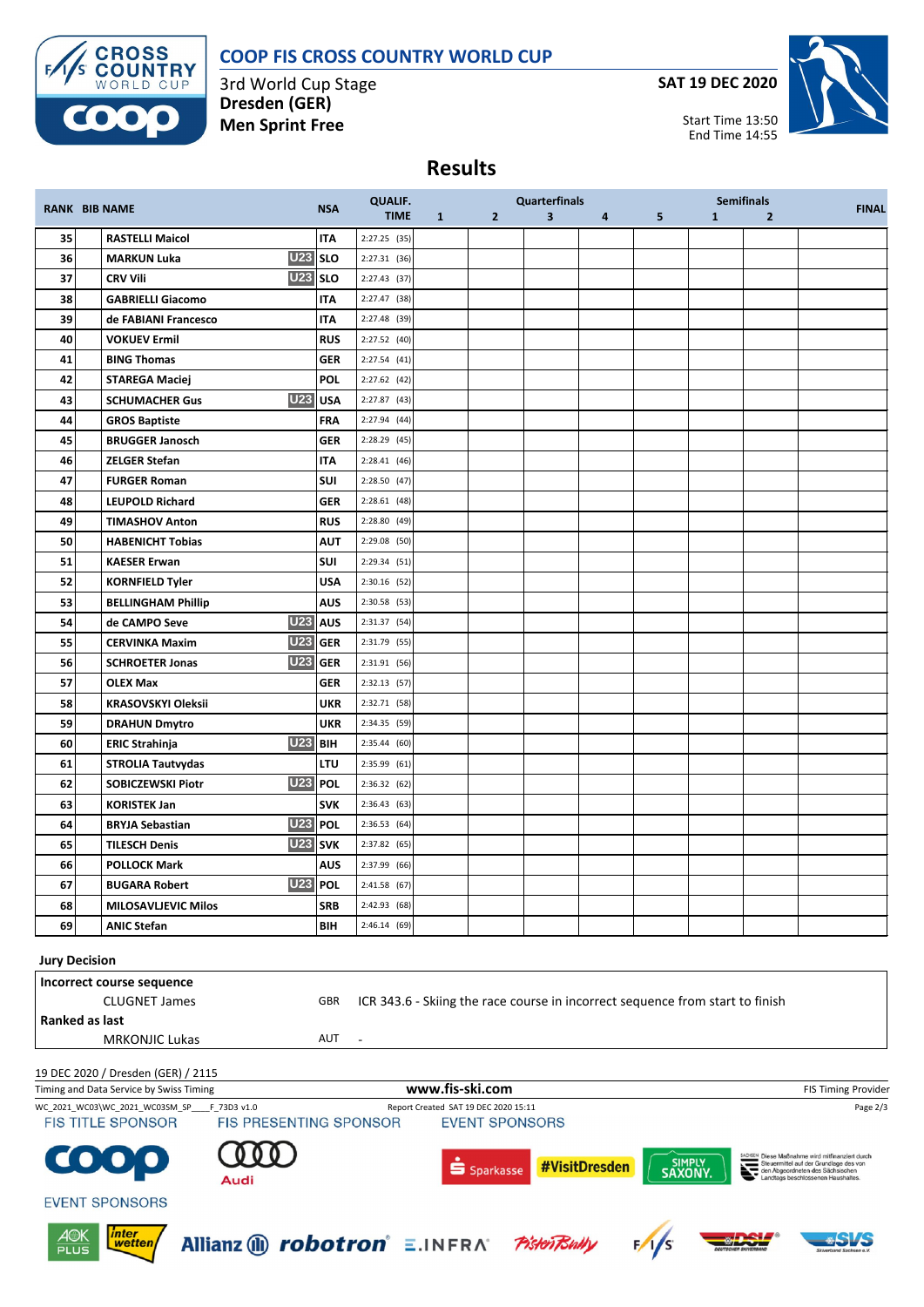# COOP FIS CROSS COUNTRY WORLD CUP

3rd World Cup Stage
**Dresden (GER)**
**Men Sprint Free**

**SAT 19 DEC 2020**

Start Time 13:50
End Time 14:55

## Results

| RANK | BIB | NAME | | NSA | QUALIF. TIME | Quarterfinals 1 | 2 | 3 | 4 | 5 | Semifinals 1 | 2 | FINAL |
|---|---|---|---|---|---|---|---|---|---|---|---|---|---|
| 35 | | RASTELLI Maicol | | ITA | 2:27.25 (35) | | | | | | | | |
| 36 | | MARKUN Luka | U23 | SLO | 2:27.31 (36) | | | | | | | | |
| 37 | | CRV Vili | U23 | SLO | 2:27.43 (37) | | | | | | | | |
| 38 | | GABRIELLI Giacomo | | ITA | 2:27.47 (38) | | | | | | | | |
| 39 | | de FABIANI Francesco | | ITA | 2:27.48 (39) | | | | | | | | |
| 40 | | VOKUEV Ermil | | RUS | 2:27.52 (40) | | | | | | | | |
| 41 | | BING Thomas | | GER | 2:27.54 (41) | | | | | | | | |
| 42 | | STAREGA Maciej | | POL | 2:27.62 (42) | | | | | | | | |
| 43 | | SCHUMACHER Gus | U23 | USA | 2:27.87 (43) | | | | | | | | |
| 44 | | GROS Baptiste | | FRA | 2:27.94 (44) | | | | | | | | |
| 45 | | BRUGGER Janosch | | GER | 2:28.29 (45) | | | | | | | | |
| 46 | | ZELGER Stefan | | ITA | 2:28.41 (46) | | | | | | | | |
| 47 | | FURGER Roman | | SUI | 2:28.50 (47) | | | | | | | | |
| 48 | | LEUPOLD Richard | | GER | 2:28.61 (48) | | | | | | | | |
| 49 | | TIMASHOV Anton | | RUS | 2:28.80 (49) | | | | | | | | |
| 50 | | HABENICHT Tobias | | AUT | 2:29.08 (50) | | | | | | | | |
| 51 | | KAESER Erwan | | SUI | 2:29.34 (51) | | | | | | | | |
| 52 | | KORNFIELD Tyler | | USA | 2:30.16 (52) | | | | | | | | |
| 53 | | BELLINGHAM Phillip | | AUS | 2:30.58 (53) | | | | | | | | |
| 54 | | de CAMPO Seve | U23 | AUS | 2:31.37 (54) | | | | | | | | |
| 55 | | CERVINKA Maxim | U23 | GER | 2:31.79 (55) | | | | | | | | |
| 56 | | SCHROETER Jonas | U23 | GER | 2:31.91 (56) | | | | | | | | |
| 57 | | OLEX Max | | GER | 2:32.13 (57) | | | | | | | | |
| 58 | | KRASOVSKYI Oleksii | | UKR | 2:32.71 (58) | | | | | | | | |
| 59 | | DRAHUN Dmytro | | UKR | 2:34.35 (59) | | | | | | | | |
| 60 | | ERIC Strahinja | U23 | BIH | 2:35.44 (60) | | | | | | | | |
| 61 | | STROLIA Tautvydas | | LTU | 2:35.99 (61) | | | | | | | | |
| 62 | | SOBICZEWSKI Piotr | U23 | POL | 2:36.32 (62) | | | | | | | | |
| 63 | | KORISTEK Jan | | SVK | 2:36.43 (63) | | | | | | | | |
| 64 | | BRYJA Sebastian | U23 | POL | 2:36.53 (64) | | | | | | | | |
| 65 | | TILESCH Denis | U23 | SVK | 2:37.82 (65) | | | | | | | | |
| 66 | | POLLOCK Mark | | AUS | 2:37.99 (66) | | | | | | | | |
| 67 | | BUGARA Robert | U23 | POL | 2:41.58 (67) | | | | | | | | |
| 68 | | MILOSAVLJEVIC Milos | | SRB | 2:42.93 (68) | | | | | | | | |
| 69 | | ANIC Stefan | | BIH | 2:46.14 (69) | | | | | | | | |

**Jury Decision**

| | | |
|---|---|---|
| **Incorrect course sequence** | | |
| CLUGNET James | GBR | ICR 343.6 - Skiing the race course in incorrect sequence from start to finish |
| **Ranked as last** | | |
| MRKONJIC Lukas | AUT | - |

19 DEC 2020 / Dresden (GER) / 2115
Timing and Data Service by Swiss Timing
www.fis-ski.com
FIS Timing Provider
WC_2021_WC03\WC_2021_WC03SM_SP____F_73D3 v1.0
Report Created SAT 19 DEC 2020 15:11

FIS TITLE SPONSOR FIS PRESENTING SPONSOR EVENT SPONSORS

EVENT SPONSORS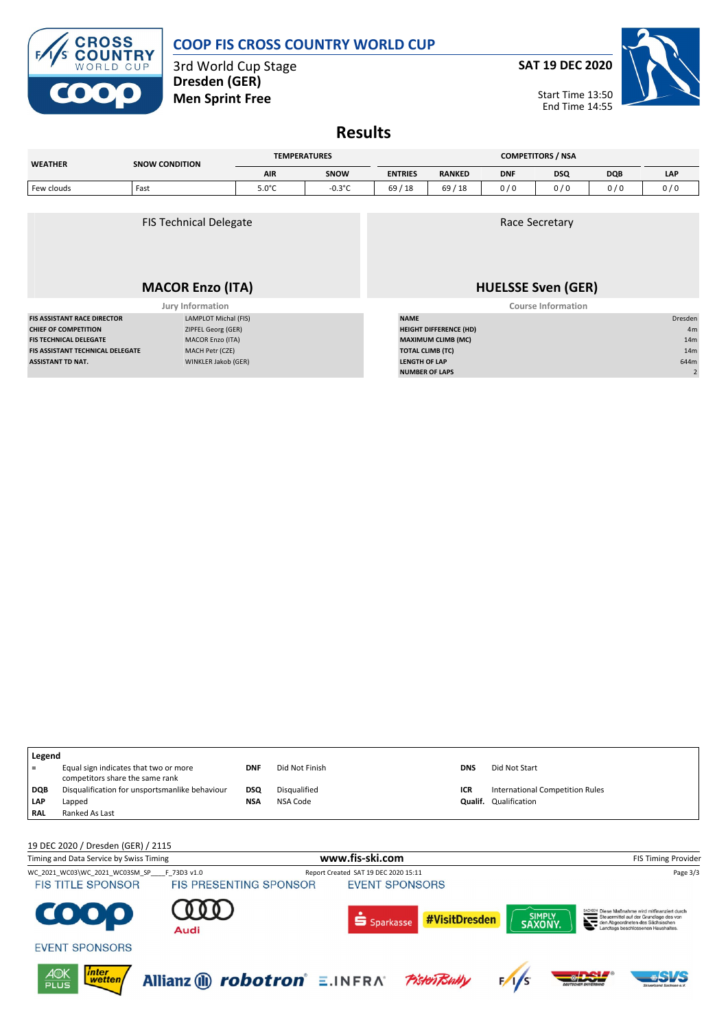## COOP FIS CROSS COUNTRY WORLD CUP

3rd World Cup Stage
**Dresden (GER)**
**Men Sprint Free**

**SAT 19 DEC 2020**

Start Time 13:50
End Time 14:55

# Results

| WEATHER | SNOW CONDITION | TEMPERATURES | | COMPETITORS / NSA | | | | | |
|---|---|---|---|---|---|---|---|---|---|
| | | AIR | SNOW | ENTRIES | RANKED | DNF | DSQ | DQB | LAP |
| Few clouds | Fast | 5.0°C | -0.3°C | 69 / 18 | 69 / 18 | 0 / 0 | 0 / 0 | 0 / 0 | 0 / 0 |

FIS Technical Delegate

**MACOR Enzo (ITA)**

Race Secretary

**HUELSSE Sven (GER)**

### Jury Information

| | |
|---|---|
| FIS ASSISTANT RACE DIRECTOR | LAMPLOT Michal (FIS) |
| CHIEF OF COMPETITION | ZIPFEL Georg (GER) |
| FIS TECHNICAL DELEGATE | MACOR Enzo (ITA) |
| FIS ASSISTANT TECHNICAL DELEGATE | MACH Petr (CZE) |
| ASSISTANT TD NAT. | WINKLER Jakob (GER) |

### Course Information

| | |
|---|---|
| NAME | Dresden |
| HEIGHT DIFFERENCE (HD) | 4m |
| MAXIMUM CLIMB (MC) | 14m |
| TOTAL CLIMB (TC) | 14m |
| LENGTH OF LAP | 644m |
| NUMBER OF LAPS | 2 |

**Legend**

| | | | | | |
|---|---|---|---|---|---|
| = | Equal sign indicates that two or more competitors share the same rank | DNF | Did Not Finish | DNS | Did Not Start |
| DQB | Disqualification for unsportsmanlike behaviour | DSQ | Disqualified | ICR | International Competition Rules |
| LAP | Lapped | NSA | NSA Code | Qualif. | Qualification |
| RAL | Ranked As Last | | | | |

19 DEC 2020 / Dresden (GER) / 2115

Timing and Data Service by Swiss Timing — www.fis-ski.com — FIS Timing Provider

WC_2021_WC03\WC_2021_WC03SM_SP____F_73D3 v1.0 — Report Created SAT 19 DEC 2020 15:11

FIS TITLE SPONSOR — FIS PRESENTING SPONSOR — EVENT SPONSORS

EVENT SPONSORS